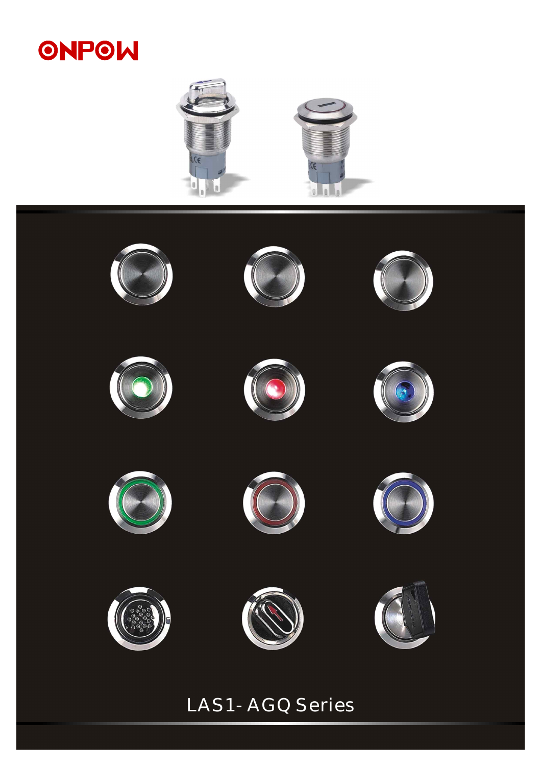ONPOW

LAS1-AGQ Series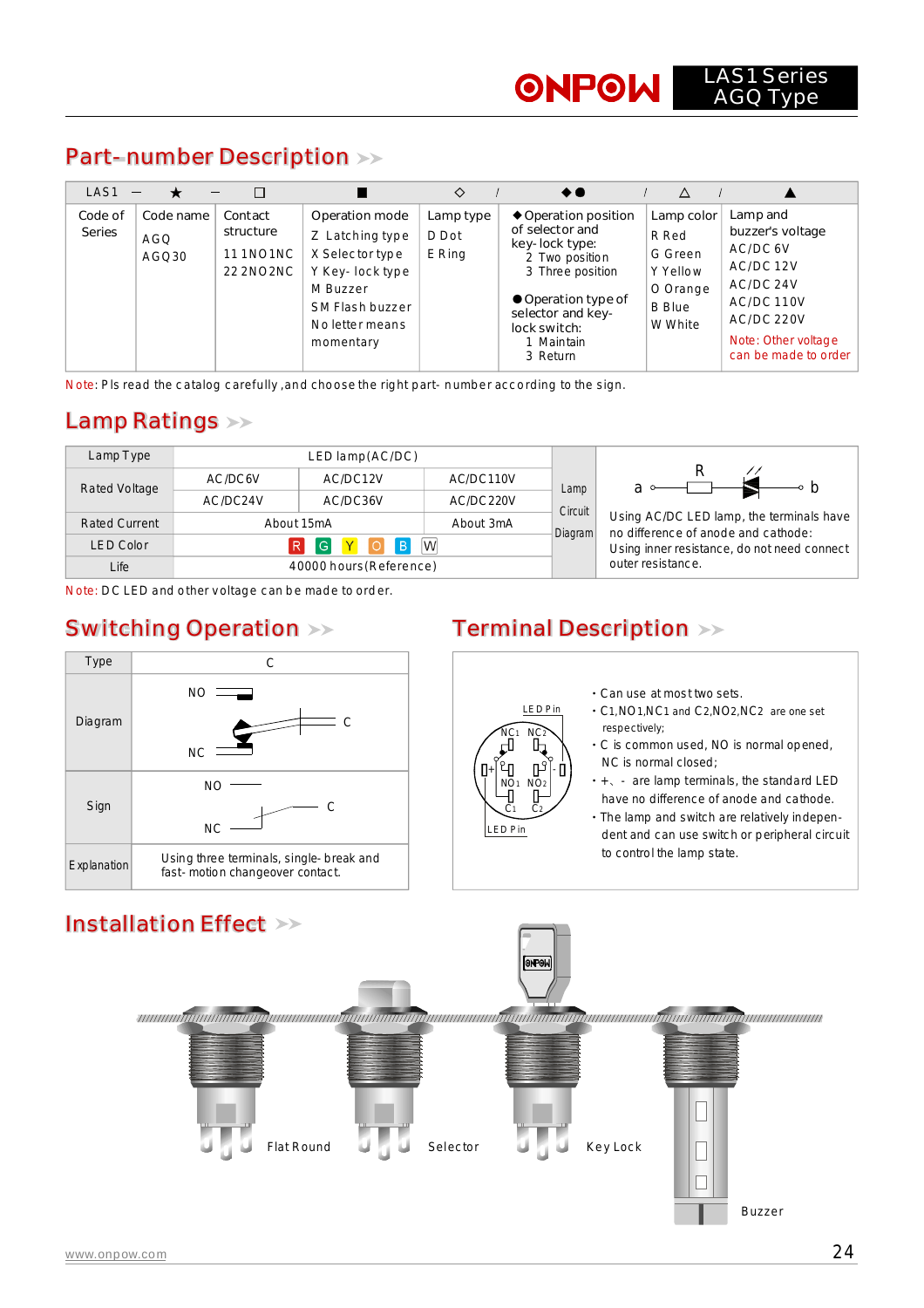## Part-number Description

| LAS1 — | ★ — | ☐ | ■ | ◇ / | ◆● / | △ / | ▲ |
|---|---|---|---|---|---|---|---|
| Code of Series | Code name<br>AGQ<br>AGQ30 | Contact structure<br>11 1NO1NC<br>22 2NO2NC | Operation mode<br>Z Latching type<br>X Selector type<br>Y Key-lock type<br>M Buzzer<br>SM Flash buzzer<br>No letter means momentary | Lamp type<br>D Dot<br>E Ring | ◆Operation position of selector and key-lock type:<br>2 Two position<br>3 Three position<br>●Operation type of selector and key-lock switch:<br>1 Maintain<br>3 Return | Lamp color<br>R Red<br>G Green<br>Y Yellow<br>O Orange<br>B Blue<br>W White | Lamp and buzzer's voltage<br>AC/DC 6V<br>AC/DC 12V<br>AC/DC 24V<br>AC/DC 110V<br>AC/DC 220V<br>Note: Other voltage can be made to order |

Note: Pls read the catalog carefully, and choose the right part-number according to the sign.

## Lamp Ratings

| Lamp Type | LED lamp(AC/DC) | | |
|---|---|---|---|
| Rated Voltage | AC/DC6V | AC/DC12V | AC/DC110V |
| | AC/DC24V | AC/DC36V | AC/DC220V |
| Rated Current | About 15mA | | About 3mA |
| LED Color | R G Y O B W | | |
| Life | 40000 hours(Reference) | | |

Lamp Circuit Diagram: a —R— b

Using AC/DC LED lamp, the terminals have no difference of anode and cathode: Using inner resistance, do not need connect outer resistance.

Note: DC LED and other voltage can be made to order.

## Switching Operation

| Type | C |
|---|---|
| Diagram | NO, NC, C |
| Sign | NO, NC, C |
| Explanation | Using three terminals, single-break and fast-motion changeover contact. |

## Terminal Description

LED Pin, NC1, NC2, NO1, NO2, C1, C2, +, -, LED Pin

- Can use at most two sets.
- C1,NO1,NC1 and C2,NO2,NC2 are one set respectively;
- C is common used, NO is normal opened, NC is normal closed;
- +、- are lamp terminals, the standard LED have no difference of anode and cathode.
- The lamp and switch are relatively independent and can use switch or peripheral circuit to control the lamp state.

## Installation Effect

Flat Round

Selector

Key Lock

Buzzer

www.onpow.com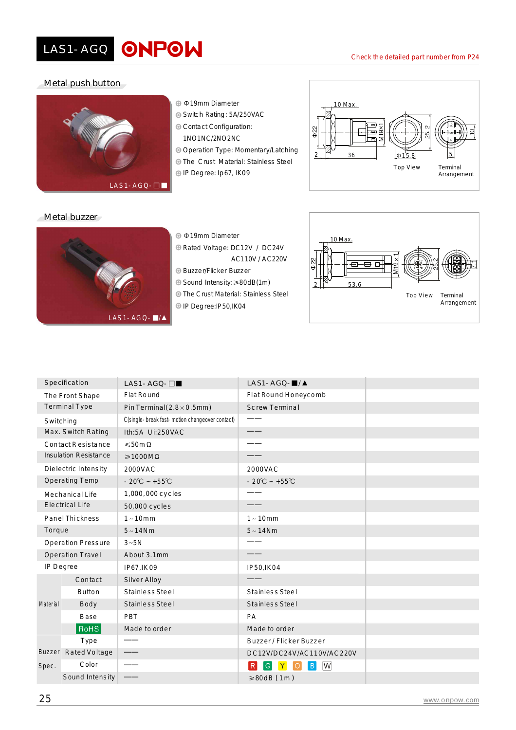# LAS1-AGQ ONPOW

Check the detailed part number from P24

## Metal push button

LAS1-AGQ-□■

- Φ19mm Diameter
- Switch Rating: 5A/250VAC
- Contact Configuration: 1NO1NC/2NO2NC
- Operation Type: Momentary/Latching
- The Crust Material: Stainless Steel
- IP Degree: Ip67, IK09

10 Max.
Φ22
M19x1
2
36
Φ15.8
25.2
10
5
Top View
Terminal Arrangement

## Metal buzzer

LAS1-AGQ-■/▲

- Φ19mm Diameter
- Rated Voltage: DC12V / DC24V AC110V / AC220V
- Buzzer/Flicker Buzzer
- Sound Intensity:≥80dB(1m)
- The Crust Material: Stainless Steel
- IP Degree:IP50,IK04

10 Max.
Φ22
M19x1
2
53.6
25.2
Top View
Terminal Arrangement

| Specification | | LAS1-AGQ-□■ | LAS1-AGQ-■/▲ |
|---|---|---|---|
| The Front Shape | | Flat Round | Flat Round Honeycomb |
| Terminal Type | | Pin Terminal(2.8×0.5mm) | Screw Terminal |
| Switching | | C(single-break fast-motion changeover contact) | —— |
| Max. Switch Rating | | Ith:5A Ui:250VAC | —— |
| Contact Resistance | | ≤50mΩ | —— |
| Insulation Resistance | | ≥1000MΩ | —— |
| Dielectric Intensity | | 2000VAC | 2000VAC |
| Operating Temp | | -20℃ ~ +55℃ | -20℃ ~ +55℃ |
| Mechanical Life | | 1,000,000 cycles | —— |
| Electrical Life | | 50,000 cycles | —— |
| Panel Thickness | | 1~10mm | 1~10mm |
| Torque | | 5~14Nm | 5~14Nm |
| Operation Pressure | | 3~5N | —— |
| Operation Travel | | About 3.1mm | —— |
| IP Degree | | IP67,IK09 | IP50,IK04 |
| Material | Contact | Silver Alloy | —— |
| | Button | Stainless Steel | Stainless Steel |
| | Body | Stainless Steel | Stainless Steel |
| | Base | PBT | PA |
| | RoHS | Made to order | Made to order |
| Buzzer Spec. | Type | —— | Buzzer / Flicker Buzzer |
| | Rated Voltage | —— | DC12V/DC24V/AC110V/AC220V |
| | Color | —— | R G Y O B W |
| | Sound Intensity | —— | ≥80dB (1m) |

www.onpow.com